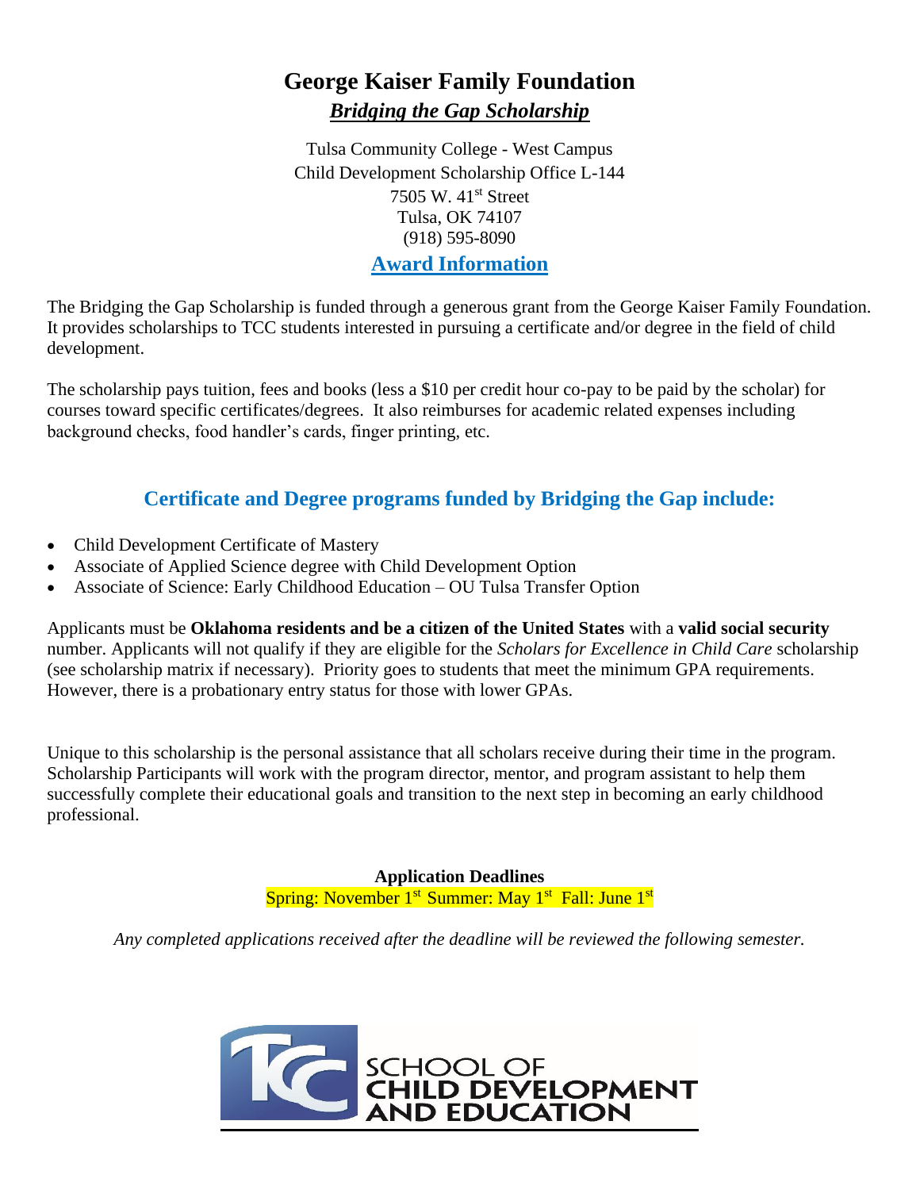# George Kaiser Family Foundation

## ***Bridging the Gap Scholarship***

Tulsa Community College - West Campus
Child Development Scholarship Office L-144
7505 W. 41st Street
Tulsa, OK 74107
(918) 595-8090

## **Award Information**

The Bridging the Gap Scholarship is funded through a generous grant from the George Kaiser Family Foundation. It provides scholarships to TCC students interested in pursuing a certificate and/or degree in the field of child development.

The scholarship pays tuition, fees and books (less a $10 per credit hour co-pay to be paid by the scholar) for courses toward specific certificates/degrees. It also reimburses for academic related expenses including background checks, food handler's cards, finger printing, etc.

## **Certificate and Degree programs funded by Bridging the Gap include:**

- Child Development Certificate of Mastery
- Associate of Applied Science degree with Child Development Option
- Associate of Science: Early Childhood Education – OU Tulsa Transfer Option

Applicants must be **Oklahoma residents and be a citizen of the United States** with a **valid social security** number. Applicants will not qualify if they are eligible for the *Scholars for Excellence in Child Care* scholarship (see scholarship matrix if necessary). Priority goes to students that meet the minimum GPA requirements. However, there is a probationary entry status for those with lower GPAs.

Unique to this scholarship is the personal assistance that all scholars receive during their time in the program. Scholarship Participants will work with the program director, mentor, and program assistant to help them successfully complete their educational goals and transition to the next step in becoming an early childhood professional.

**Application Deadlines**

Spring: November 1st Summer: May 1st Fall: June 1st

*Any completed applications received after the deadline will be reviewed the following semester.*

TCC SCHOOL OF CHILD DEVELOPMENT AND EDUCATION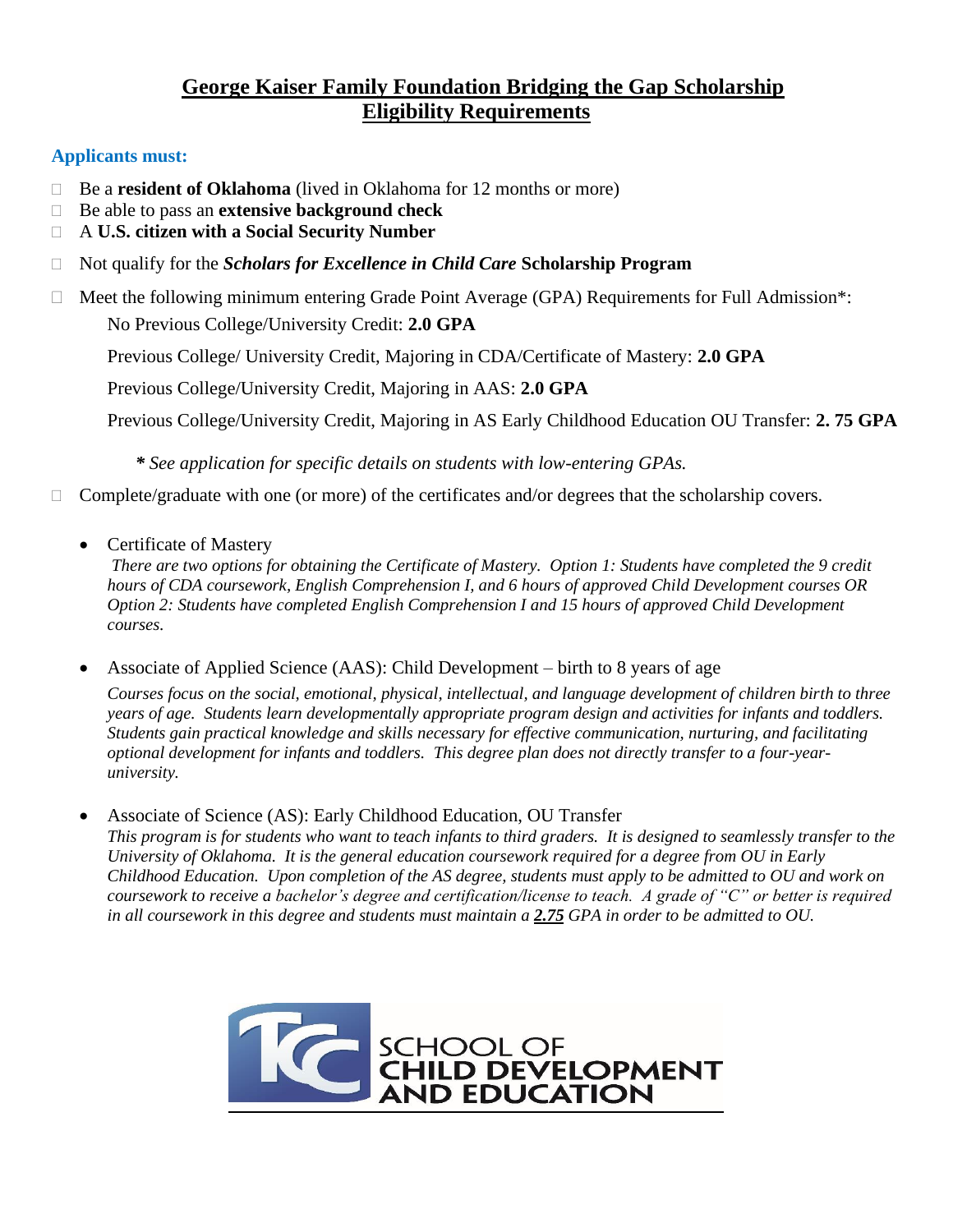# George Kaiser Family Foundation Bridging the Gap Scholarship
# Eligibility Requirements

### Applicants must:

- Be a **resident of Oklahoma** (lived in Oklahoma for 12 months or more)
- Be able to pass an **extensive background check**
- A **U.S. citizen with a Social Security Number**
- Not qualify for the ***Scholars for Excellence in Child Care*** **Scholarship Program**
- Meet the following minimum entering Grade Point Average (GPA) Requirements for Full Admission*:

  No Previous College/University Credit: **2.0 GPA**

  Previous College/ University Credit, Majoring in CDA/Certificate of Mastery: **2.0 GPA**

  Previous College/University Credit, Majoring in AAS: **2.0 GPA**

  Previous College/University Credit, Majoring in AS Early Childhood Education OU Transfer: **2. 75 GPA**

  ***** *See application for specific details on students with low-entering GPAs.*

- Complete/graduate with one (or more) of the certificates and/or degrees that the scholarship covers.

  - Certificate of Mastery

    *There are two options for obtaining the Certificate of Mastery. Option 1: Students have completed the 9 credit hours of CDA coursework, English Comprehension I, and 6 hours of approved Child Development courses OR Option 2: Students have completed English Comprehension I and 15 hours of approved Child Development courses.*

  - Associate of Applied Science (AAS): Child Development – birth to 8 years of age

    *Courses focus on the social, emotional, physical, intellectual, and language development of children birth to three years of age. Students learn developmentally appropriate program design and activities for infants and toddlers. Students gain practical knowledge and skills necessary for effective communication, nurturing, and facilitating optional development for infants and toddlers. This degree plan does not directly transfer to a four-year-university.*

  - Associate of Science (AS): Early Childhood Education, OU Transfer

    *This program is for students who want to teach infants to third graders. It is designed to seamlessly transfer to the University of Oklahoma. It is the general education coursework required for a degree from OU in Early Childhood Education. Upon completion of the AS degree, students must apply to be admitted to OU and work on coursework to receive a bachelor's degree and certification/license to teach. A grade of "C" or better is required in all coursework in this degree and students must maintain a* ***2.75*** *GPA in order to be admitted to OU.*

TCC SCHOOL OF CHILD DEVELOPMENT AND EDUCATION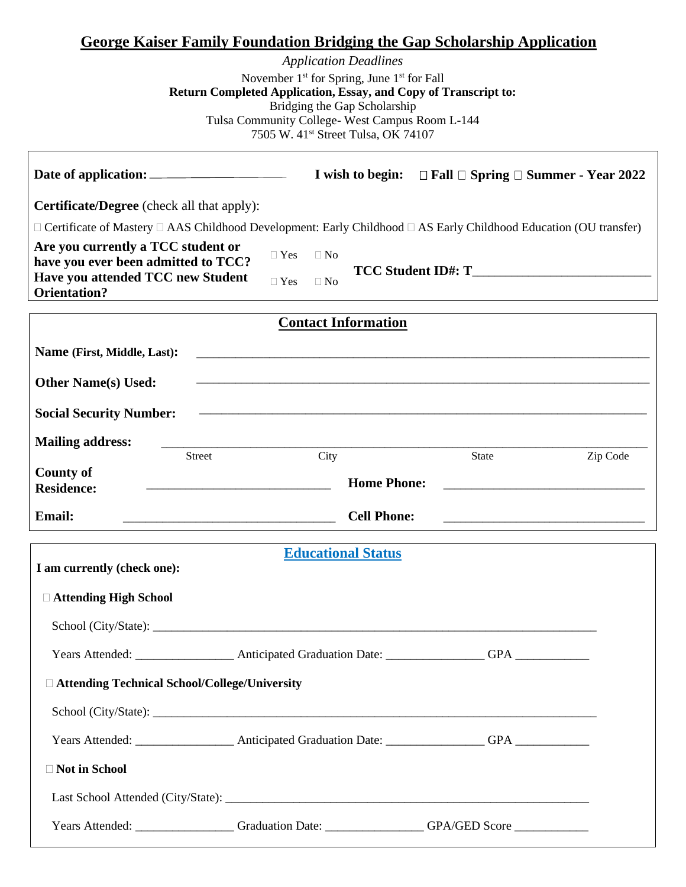# George Kaiser Family Foundation Bridging the Gap Scholarship Application

*Application Deadlines*

November 1st for Spring, June 1st for Fall

**Return Completed Application, Essay, and Copy of Transcript to:**

Bridging the Gap Scholarship

Tulsa Community College- West Campus Room L-144

7505 W. 41st Street Tulsa, OK 74107

**Date of application:** ____________________ **I wish to begin:** ☐ **Fall** ☐ **Spring** ☐ **Summer - Year 2022**

**Certificate/Degree** (check all that apply):

☐ Certificate of Mastery ☐ AAS Childhood Development: Early Childhood ☐ AS Early Childhood Education (OU transfer)

**Are you currently a TCC student or have you ever been admitted to TCC?** ☐ Yes ☐ No

**Have you attended TCC new Student Orientation?** ☐ Yes ☐ No

**TCC Student ID#: T**____________________________

## Contact Information

**Name (First, Middle, Last):** ____________________________________________

**Other Name(s) Used:** ____________________________________________

**Social Security Number:** ____________________________________________

**Mailing address:** ____________________________________________
Street City State Zip Code

**County of Residence:** ____________________________ **Home Phone:** ____________________________

**Email:** ____________________________ **Cell Phone:** ____________________________

## Educational Status

**I am currently (check one):**

☐ **Attending High School**

School (City/State): ____________________________________________

Years Attended: ________________ Anticipated Graduation Date: ________________ GPA ____________

☐ **Attending Technical School/College/University**

School (City/State): ____________________________________________

Years Attended: ________________ Anticipated Graduation Date: ________________ GPA ____________

☐ **Not in School**

Last School Attended (City/State): ____________________________________________

Years Attended: ________________ Graduation Date: ________________ GPA/GED Score ____________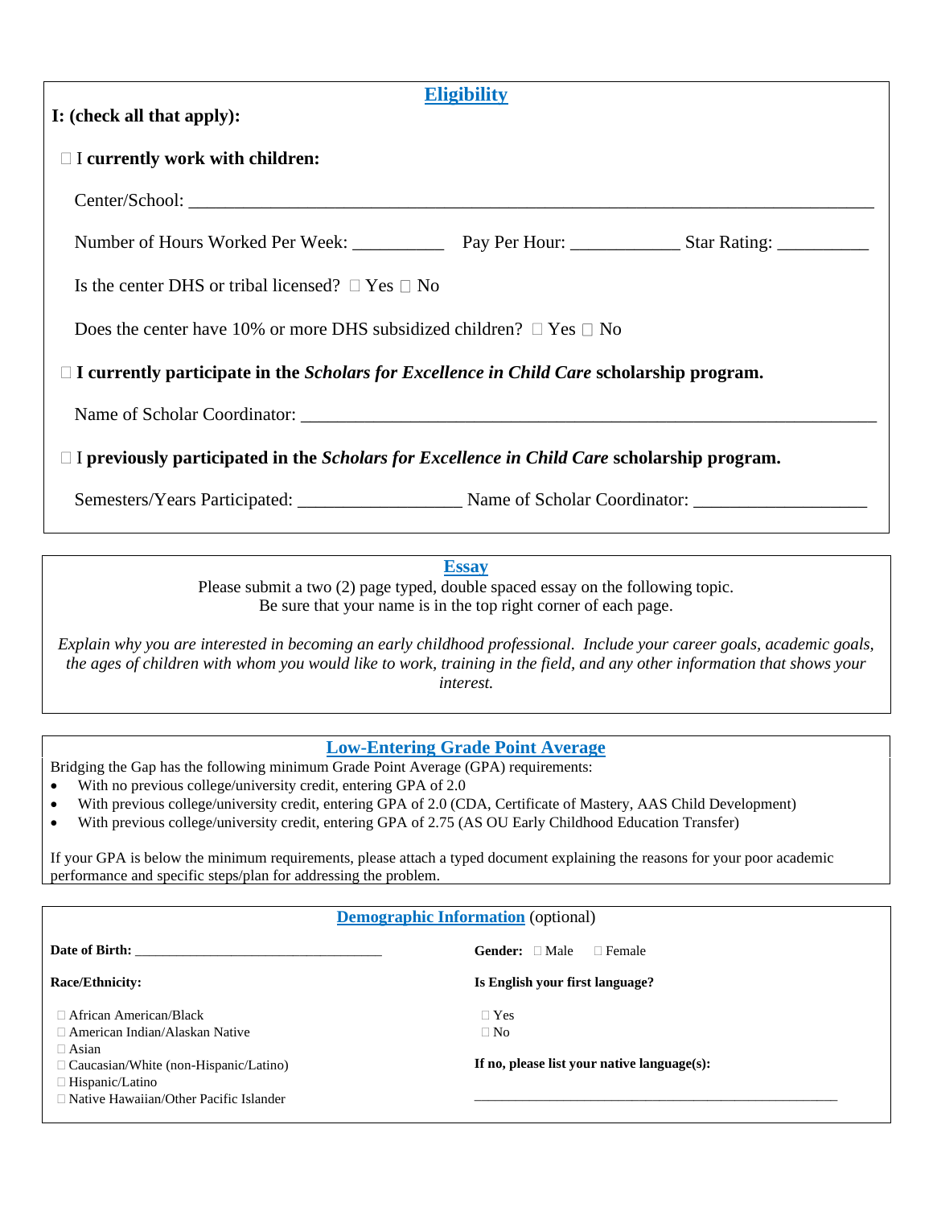## Eligibility

**I: (check all that apply):**

☐ I **currently work with children:**

Center/School: ______________________________________________________________________________

Number of Hours Worked Per Week: __________ Pay Per Hour: ____________ Star Rating: __________

Is the center DHS or tribal licensed? ☐ Yes ☐ No

Does the center have 10% or more DHS subsidized children? ☐ Yes ☐ No

☐ **I currently participate in the *Scholars for Excellence in Child Care* scholarship program.**

Name of Scholar Coordinator: _____________________________________________________________

☐ I **previously participated in the *Scholars for Excellence in Child Care* scholarship program.**

Semesters/Years Participated: _________________ Name of Scholar Coordinator: __________________

## Essay

Please submit a two (2) page typed, double spaced essay on the following topic.
Be sure that your name is in the top right corner of each page.

*Explain why you are interested in becoming an early childhood professional. Include your career goals, academic goals, the ages of children with whom you would like to work, training in the field, and any other information that shows your interest.*

## Low-Entering Grade Point Average

Bridging the Gap has the following minimum Grade Point Average (GPA) requirements:

- With no previous college/university credit, entering GPA of 2.0
- With previous college/university credit, entering GPA of 2.0 (CDA, Certificate of Mastery, AAS Child Development)
- With previous college/university credit, entering GPA of 2.75 (AS OU Early Childhood Education Transfer)

If your GPA is below the minimum requirements, please attach a typed document explaining the reasons for your poor academic performance and specific steps/plan for addressing the problem.

## Demographic Information (optional)

**Date of Birth:** ___________________________________

**Gender:** ☐ Male ☐ Female

**Race/Ethnicity:**

☐ African American/Black
☐ American Indian/Alaskan Native
☐ Asian
☐ Caucasian/White (non-Hispanic/Latino)
☐ Hispanic/Latino
☐ Native Hawaiian/Other Pacific Islander

**Is English your first language?**

☐ Yes
☐ No

**If no, please list your native language(s):**

_____________________________________________________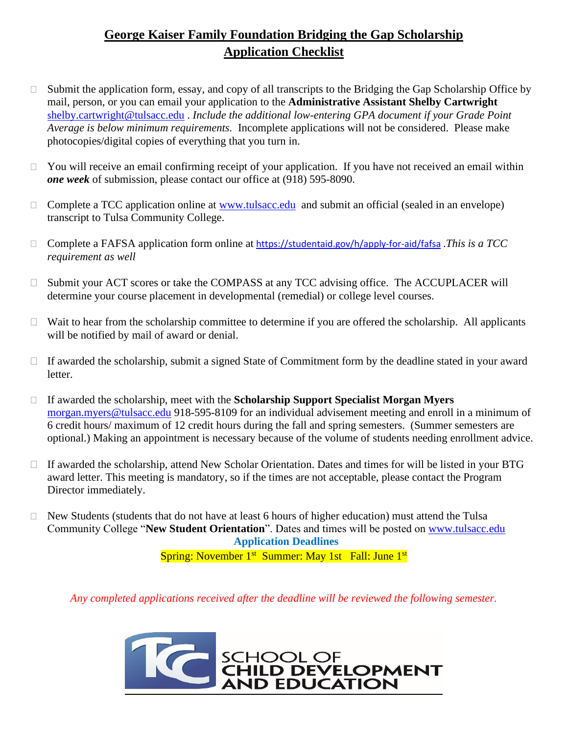# George Kaiser Family Foundation Bridging the Gap Scholarship
# Application Checklist

- ☐ Submit the application form, essay, and copy of all transcripts to the Bridging the Gap Scholarship Office by mail, person, or you can email your application to the **Administrative Assistant Shelby Cartwright** shelby.cartwright@tulsacc.edu . *Include the additional low-entering GPA document if your Grade Point Average is below minimum requirements.* Incomplete applications will not be considered. Please make photocopies/digital copies of everything that you turn in.

- ☐ You will receive an email confirming receipt of your application. If you have not received an email within ***one week*** of submission, please contact our office at (918) 595-8090.

- ☐ Complete a TCC application online at www.tulsacc.edu and submit an official (sealed in an envelope) transcript to Tulsa Community College.

- ☐ Complete a FAFSA application form online at https://studentaid.gov/h/apply-for-aid/fafsa .*This is a TCC requirement as well*

- ☐ Submit your ACT scores or take the COMPASS at any TCC advising office. The ACCUPLACER will determine your course placement in developmental (remedial) or college level courses.

- ☐ Wait to hear from the scholarship committee to determine if you are offered the scholarship. All applicants will be notified by mail of award or denial.

- ☐ If awarded the scholarship, submit a signed State of Commitment form by the deadline stated in your award letter.

- ☐ If awarded the scholarship, meet with the **Scholarship Support Specialist Morgan Myers** morgan.myers@tulsacc.edu 918-595-8109 for an individual advisement meeting and enroll in a minimum of 6 credit hours/ maximum of 12 credit hours during the fall and spring semesters. (Summer semesters are optional.) Making an appointment is necessary because of the volume of students needing enrollment advice.

- ☐ If awarded the scholarship, attend New Scholar Orientation. Dates and times for will be listed in your BTG award letter. This meeting is mandatory, so if the times are not acceptable, please contact the Program Director immediately.

- ☐ New Students (students that do not have at least 6 hours of higher education) must attend the Tulsa Community College "**New Student Orientation**". Dates and times will be posted on www.tulsacc.edu

**Application Deadlines**

Spring: November 1st Summer: May 1st Fall: June 1st

*Any completed applications received after the deadline will be reviewed the following semester.*

TCC SCHOOL OF CHILD DEVELOPMENT AND EDUCATION